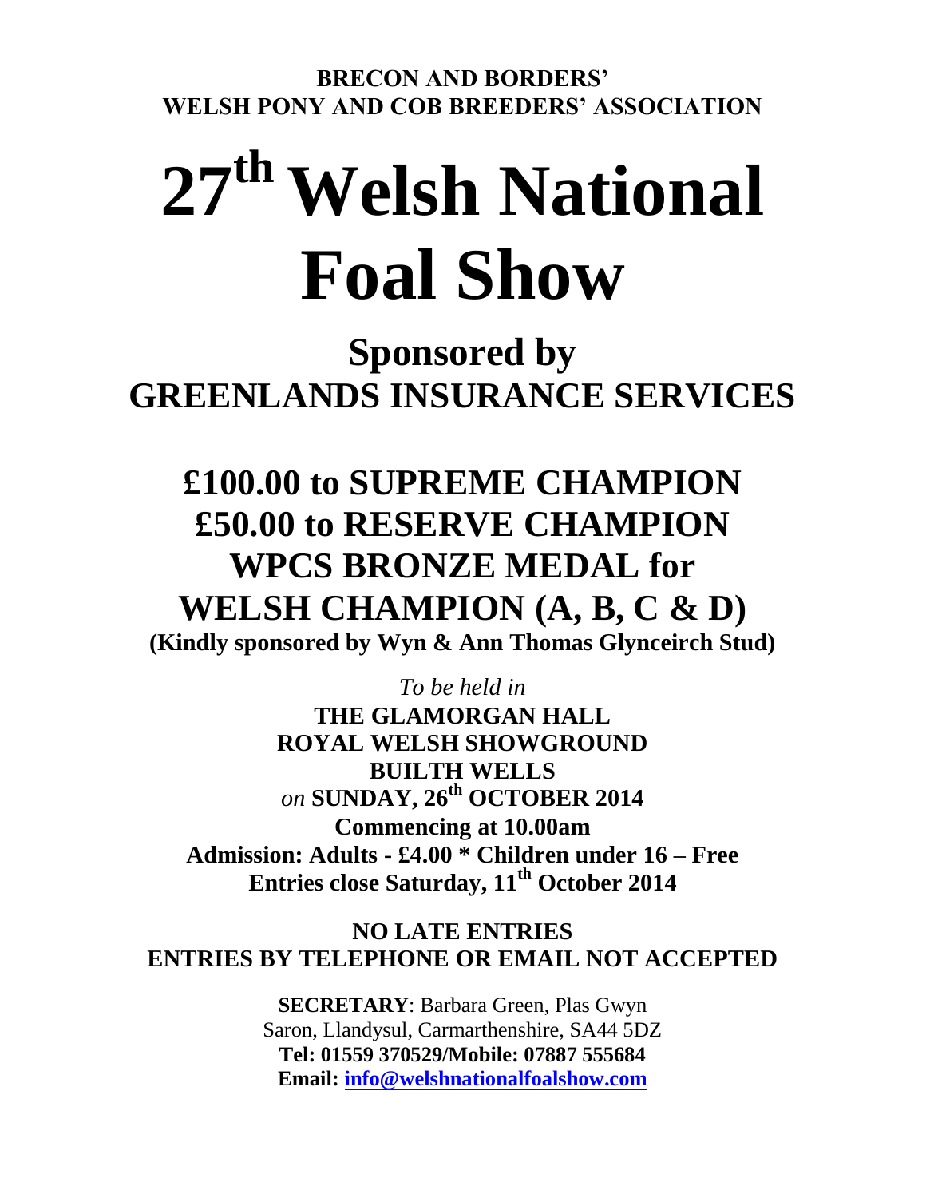**BRECON AND BORDERS'**
**WELSH PONY AND COB BREEDERS' ASSOCIATION**

# 27th Welsh National Foal Show

## Sponsored by GREENLANDS INSURANCE SERVICES

## £100.00 to SUPREME CHAMPION
## £50.00 to RESERVE CHAMPION
## WPCS BRONZE MEDAL for WELSH CHAMPION (A, B, C & D)

**(Kindly sponsored by Wyn & Ann Thomas Glynceirch Stud)**

*To be held in*
**THE GLAMORGAN HALL**
**ROYAL WELSH SHOWGROUND**
**BUILTH WELLS**
*on* **SUNDAY, 26th OCTOBER 2014**
**Commencing at 10.00am**
**Admission: Adults - £4.00 * Children under 16 – Free**
**Entries close Saturday, 11th October 2014**

**NO LATE ENTRIES**
**ENTRIES BY TELEPHONE OR EMAIL NOT ACCEPTED**

**SECRETARY**: Barbara Green, Plas Gwyn
Saron, Llandysul, Carmarthenshire, SA44 5DZ
**Tel: 01559 370529/Mobile: 07887 555684**
**Email: info@welshnationalfoalshow.com**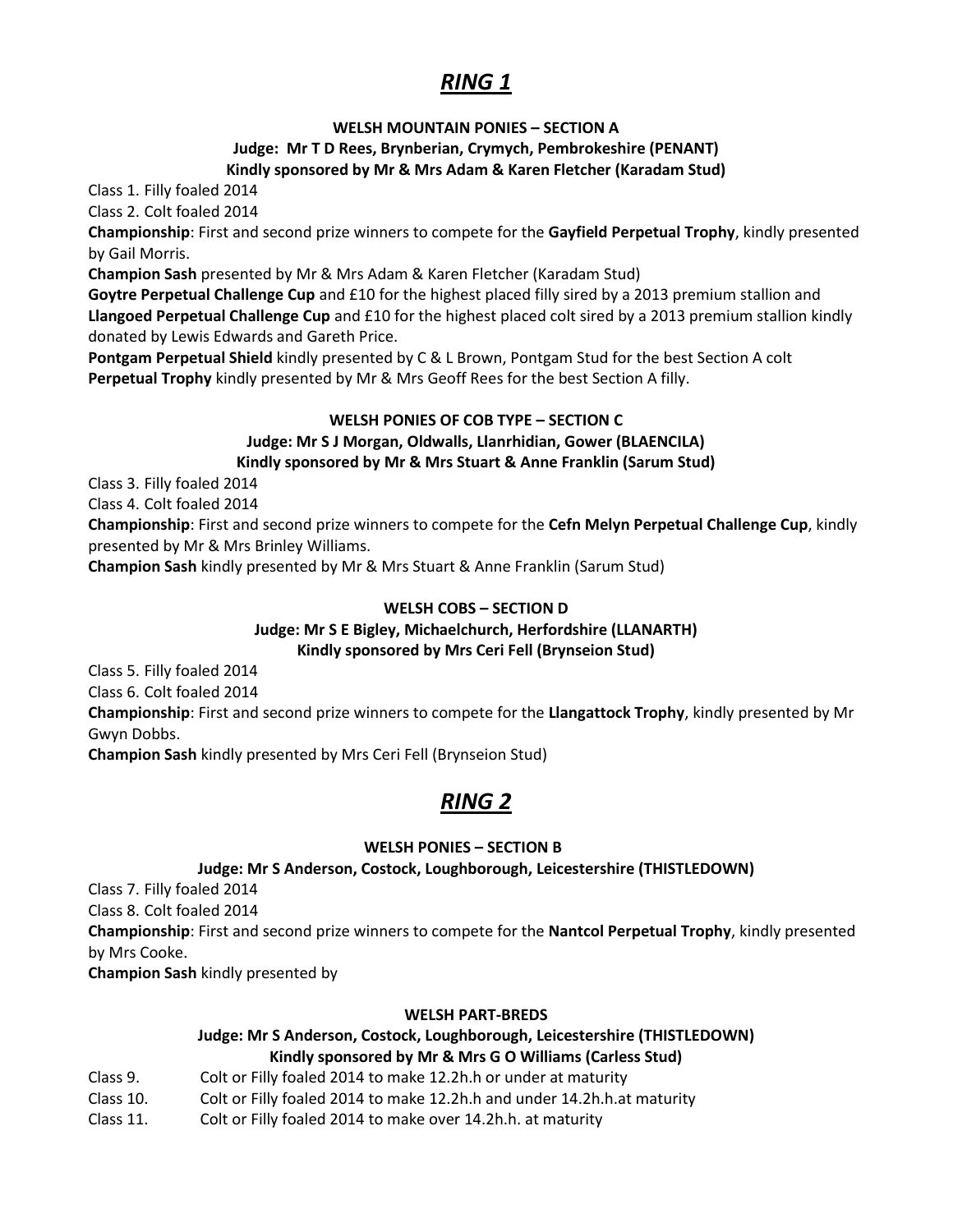# *RING 1*

**WELSH MOUNTAIN PONIES – SECTION A**

**Judge: Mr T D Rees, Brynberian, Crymych, Pembrokeshire (PENANT)**

**Kindly sponsored by Mr & Mrs Adam & Karen Fletcher (Karadam Stud)**

Class 1. Filly foaled 2014

Class 2. Colt foaled 2014

**Championship**: First and second prize winners to compete for the **Gayfield Perpetual Trophy**, kindly presented by Gail Morris.

**Champion Sash** presented by Mr & Mrs Adam & Karen Fletcher (Karadam Stud)

**Goytre Perpetual Challenge Cup** and £10 for the highest placed filly sired by a 2013 premium stallion and **Llangoed Perpetual Challenge Cup** and £10 for the highest placed colt sired by a 2013 premium stallion kindly donated by Lewis Edwards and Gareth Price.

**Pontgam Perpetual Shield** kindly presented by C & L Brown, Pontgam Stud for the best Section A colt

**Perpetual Trophy** kindly presented by Mr & Mrs Geoff Rees for the best Section A filly.

**WELSH PONIES OF COB TYPE – SECTION C**

**Judge: Mr S J Morgan, Oldwalls, Llanrhidian, Gower (BLAENCILA)**

**Kindly sponsored by Mr & Mrs Stuart & Anne Franklin (Sarum Stud)**

Class 3. Filly foaled 2014

Class 4. Colt foaled 2014

**Championship**: First and second prize winners to compete for the **Cefn Melyn Perpetual Challenge Cup**, kindly presented by Mr & Mrs Brinley Williams.

**Champion Sash** kindly presented by Mr & Mrs Stuart & Anne Franklin (Sarum Stud)

**WELSH COBS – SECTION D**

**Judge: Mr S E Bigley, Michaelchurch, Herfordshire (LLANARTH)**

**Kindly sponsored by Mrs Ceri Fell (Brynseion Stud)**

Class 5. Filly foaled 2014

Class 6. Colt foaled 2014

**Championship**: First and second prize winners to compete for the **Llangattock Trophy**, kindly presented by Mr Gwyn Dobbs.

**Champion Sash** kindly presented by Mrs Ceri Fell (Brynseion Stud)

# *RING 2*

**WELSH PONIES – SECTION B**

**Judge: Mr S Anderson, Costock, Loughborough, Leicestershire (THISTLEDOWN)**

Class 7. Filly foaled 2014

Class 8. Colt foaled 2014

**Championship**: First and second prize winners to compete for the **Nantcol Perpetual Trophy**, kindly presented by Mrs Cooke.

**Champion Sash** kindly presented by

**WELSH PART-BREDS**

**Judge: Mr S Anderson, Costock, Loughborough, Leicestershire (THISTLEDOWN)**

**Kindly sponsored by Mr & Mrs G O Williams (Carless Stud)**

Class 9. Colt or Filly foaled 2014 to make 12.2h.h or under at maturity

Class 10. Colt or Filly foaled 2014 to make 12.2h.h and under 14.2h.h.at maturity

Class 11. Colt or Filly foaled 2014 to make over 14.2h.h. at maturity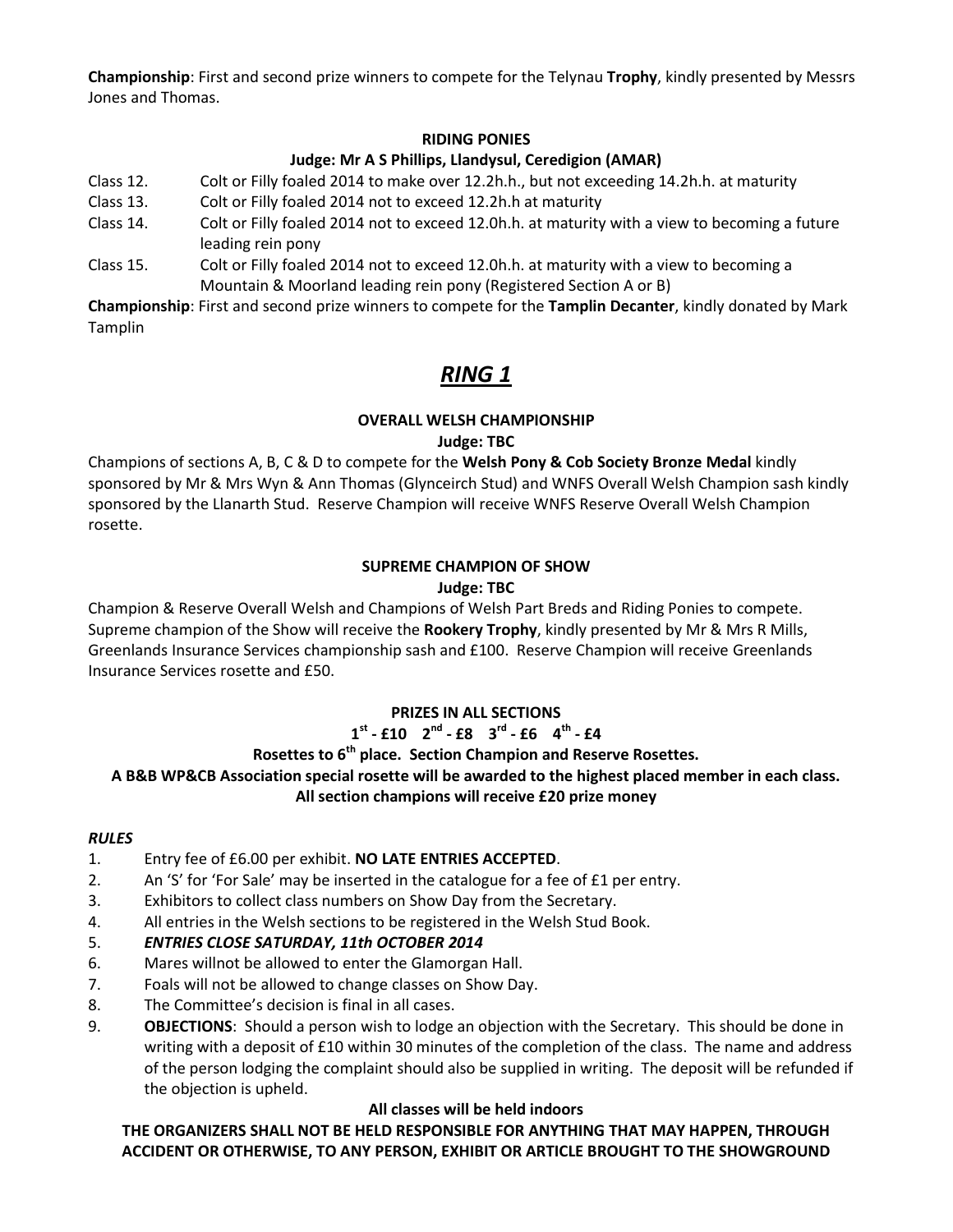**Championship**: First and second prize winners to compete for the Telynau **Trophy**, kindly presented by Messrs Jones and Thomas.

**RIDING PONIES**

**Judge: Mr A S Phillips, Llandysul, Ceredigion (AMAR)**

Class 12. Colt or Filly foaled 2014 to make over 12.2h.h., but not exceeding 14.2h.h. at maturity

Class 13. Colt or Filly foaled 2014 not to exceed 12.2h.h at maturity

Class 14. Colt or Filly foaled 2014 not to exceed 12.0h.h. at maturity with a view to becoming a future leading rein pony

Class 15. Colt or Filly foaled 2014 not to exceed 12.0h.h. at maturity with a view to becoming a Mountain & Moorland leading rein pony (Registered Section A or B)

**Championship**: First and second prize winners to compete for the **Tamplin Decanter**, kindly donated by Mark Tamplin

# *RING 1*

**OVERALL WELSH CHAMPIONSHIP**

**Judge: TBC**

Champions of sections A, B, C & D to compete for the **Welsh Pony & Cob Society Bronze Medal** kindly sponsored by Mr & Mrs Wyn & Ann Thomas (Glynceirch Stud) and WNFS Overall Welsh Champion sash kindly sponsored by the Llanarth Stud. Reserve Champion will receive WNFS Reserve Overall Welsh Champion rosette.

**SUPREME CHAMPION OF SHOW**

**Judge: TBC**

Champion & Reserve Overall Welsh and Champions of Welsh Part Breds and Riding Ponies to compete. Supreme champion of the Show will receive the **Rookery Trophy**, kindly presented by Mr & Mrs R Mills, Greenlands Insurance Services championship sash and £100. Reserve Champion will receive Greenlands Insurance Services rosette and £50.

**PRIZES IN ALL SECTIONS**

**1st - £10 2nd - £8 3rd - £6 4th - £4**

**Rosettes to 6th place. Section Champion and Reserve Rosettes.**

**A B&B WP&CB Association special rosette will be awarded to the highest placed member in each class.**

**All section champions will receive £20 prize money**

***RULES***

1. Entry fee of £6.00 per exhibit. **NO LATE ENTRIES ACCEPTED**.
2. An 'S' for 'For Sale' may be inserted in the catalogue for a fee of £1 per entry.
3. Exhibitors to collect class numbers on Show Day from the Secretary.
4. All entries in the Welsh sections to be registered in the Welsh Stud Book.
5. ***ENTRIES CLOSE SATURDAY, 11th OCTOBER 2014***
6. Mares willnot be allowed to enter the Glamorgan Hall.
7. Foals will not be allowed to change classes on Show Day.
8. The Committee's decision is final in all cases.
9. **OBJECTIONS**: Should a person wish to lodge an objection with the Secretary. This should be done in writing with a deposit of £10 within 30 minutes of the completion of the class. The name and address of the person lodging the complaint should also be supplied in writing. The deposit will be refunded if the objection is upheld.

**All classes will be held indoors**

**THE ORGANIZERS SHALL NOT BE HELD RESPONSIBLE FOR ANYTHING THAT MAY HAPPEN, THROUGH ACCIDENT OR OTHERWISE, TO ANY PERSON, EXHIBIT OR ARTICLE BROUGHT TO THE SHOWGROUND**